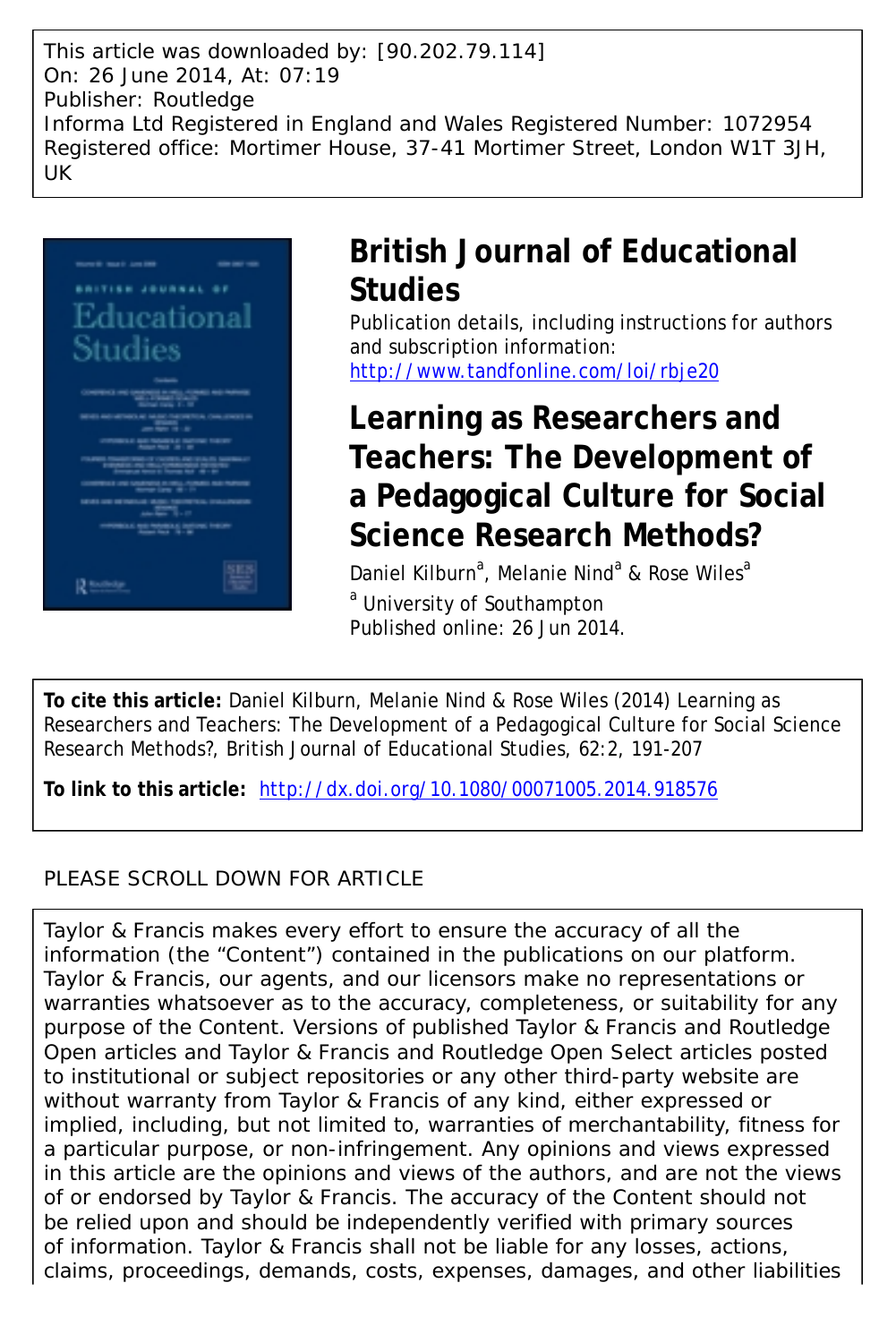This article was downloaded by: [90.202.79.114]
On: 26 June 2014, At: 07:19
Publisher: Routledge
Informa Ltd Registered in England and Wales Registered Number: 1072954
Registered office: Mortimer House, 37-41 Mortimer Street, London W1T 3JH, UK

# British Journal of Educational Studies

Publication details, including instructions for authors and subscription information:
http://www.tandfonline.com/loi/rbje20

# Learning as Researchers and Teachers: The Development of a Pedagogical Culture for Social Science Research Methods?

Daniel Kilburn[a], Melanie Nind[a] & Rose Wiles[a]

[a] University of Southampton

Published online: 26 Jun 2014.

**To cite this article:** Daniel Kilburn, Melanie Nind & Rose Wiles (2014) Learning as Researchers and Teachers: The Development of a Pedagogical Culture for Social Science Research Methods?, British Journal of Educational Studies, 62:2, 191-207

**To link to this article:** http://dx.doi.org/10.1080/00071005.2014.918576

PLEASE SCROLL DOWN FOR ARTICLE

Taylor & Francis makes every effort to ensure the accuracy of all the information (the "Content") contained in the publications on our platform. Taylor & Francis, our agents, and our licensors make no representations or warranties whatsoever as to the accuracy, completeness, or suitability for any purpose of the Content. Versions of published Taylor & Francis and Routledge Open articles and Taylor & Francis and Routledge Open Select articles posted to institutional or subject repositories or any other third-party website are without warranty from Taylor & Francis of any kind, either expressed or implied, including, but not limited to, warranties of merchantability, fitness for a particular purpose, or non-infringement. Any opinions and views expressed in this article are the opinions and views of the authors, and are not the views of or endorsed by Taylor & Francis. The accuracy of the Content should not be relied upon and should be independently verified with primary sources of information. Taylor & Francis shall not be liable for any losses, actions, claims, proceedings, demands, costs, expenses, damages, and other liabilities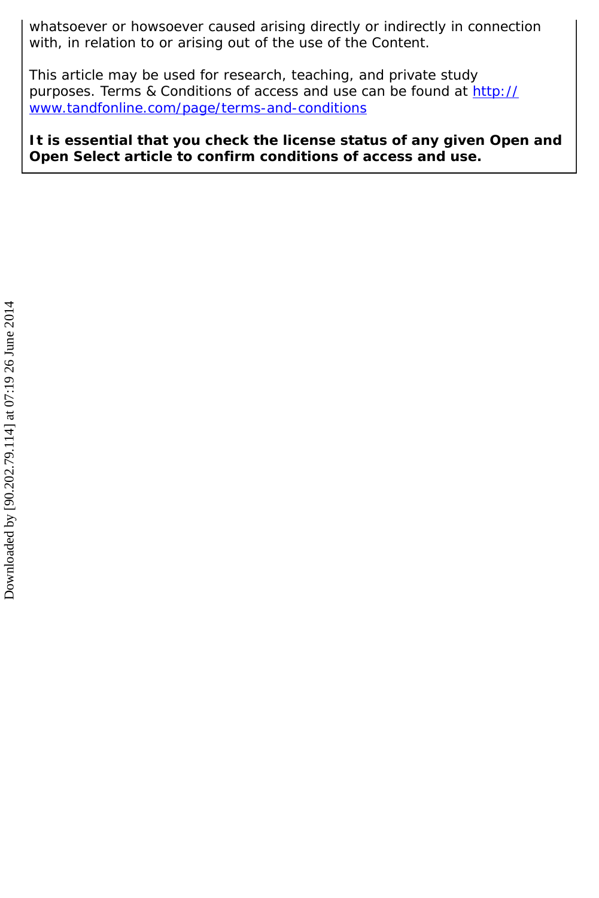whatsoever or howsoever caused arising directly or indirectly in connection with, in relation to or arising out of the use of the Content.

This article may be used for research, teaching, and private study purposes. Terms & Conditions of access and use can be found at [http://www.tandfonline.com/page/terms-and-conditions](http://www.tandfonline.com/page/terms-and-conditions)

**It is essential that you check the license status of any given Open and Open Select article to confirm conditions of access and use.**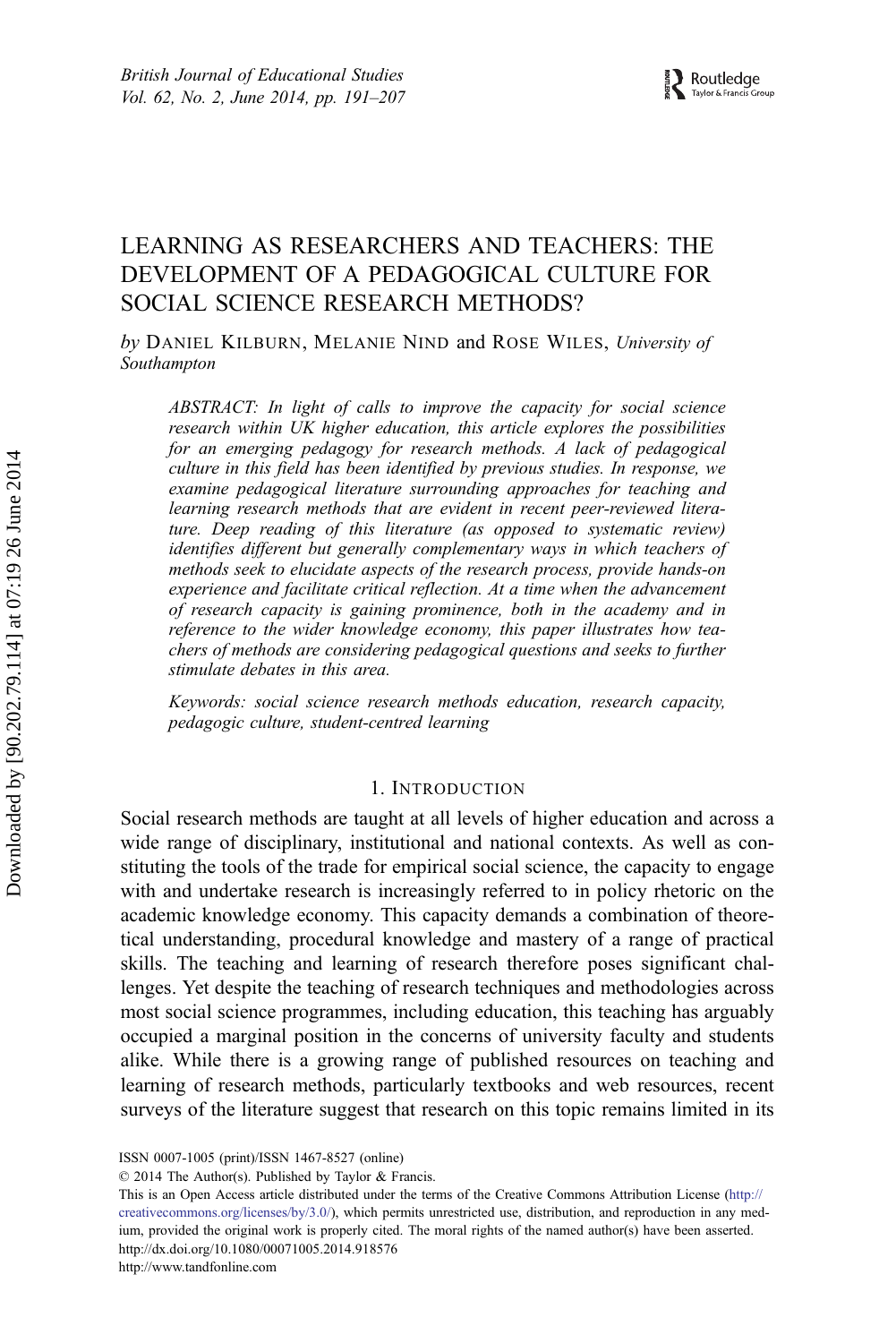# LEARNING AS RESEARCHERS AND TEACHERS: THE DEVELOPMENT OF A PEDAGOGICAL CULTURE FOR SOCIAL SCIENCE RESEARCH METHODS?

*by* DANIEL KILBURN, MELANIE NIND and ROSE WILES, *University of Southampton*

*ABSTRACT: In light of calls to improve the capacity for social science research within UK higher education, this article explores the possibilities for an emerging pedagogy for research methods. A lack of pedagogical culture in this field has been identified by previous studies. In response, we examine pedagogical literature surrounding approaches for teaching and learning research methods that are evident in recent peer-reviewed literature. Deep reading of this literature (as opposed to systematic review) identifies different but generally complementary ways in which teachers of methods seek to elucidate aspects of the research process, provide hands-on experience and facilitate critical reflection. At a time when the advancement of research capacity is gaining prominence, both in the academy and in reference to the wider knowledge economy, this paper illustrates how teachers of methods are considering pedagogical questions and seeks to further stimulate debates in this area.*

*Keywords: social science research methods education, research capacity, pedagogic culture, student-centred learning*

## 1. INTRODUCTION

Social research methods are taught at all levels of higher education and across a wide range of disciplinary, institutional and national contexts. As well as constituting the tools of the trade for empirical social science, the capacity to engage with and undertake research is increasingly referred to in policy rhetoric on the academic knowledge economy. This capacity demands a combination of theoretical understanding, procedural knowledge and mastery of a range of practical skills. The teaching and learning of research therefore poses significant challenges. Yet despite the teaching of research techniques and methodologies across most social science programmes, including education, this teaching has arguably occupied a marginal position in the concerns of university faculty and students alike. While there is a growing range of published resources on teaching and learning of research methods, particularly textbooks and web resources, recent surveys of the literature suggest that research on this topic remains limited in its

ISSN 0007-1005 (print)/ISSN 1467-8527 (online)
© 2014 The Author(s). Published by Taylor & Francis.
This is an Open Access article distributed under the terms of the Creative Commons Attribution License (http://creativecommons.org/licenses/by/3.0/), which permits unrestricted use, distribution, and reproduction in any medium, provided the original work is properly cited. The moral rights of the named author(s) have been asserted.
http://dx.doi.org/10.1080/00071005.2014.918576
http://www.tandfonline.com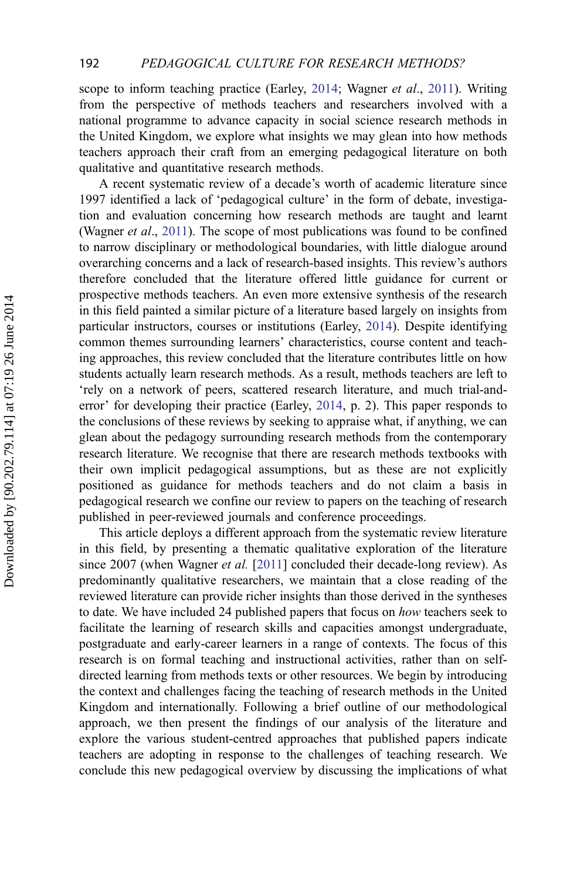scope to inform teaching practice (Earley, 2014; Wagner *et al*., 2011). Writing from the perspective of methods teachers and researchers involved with a national programme to advance capacity in social science research methods in the United Kingdom, we explore what insights we may glean into how methods teachers approach their craft from an emerging pedagogical literature on both qualitative and quantitative research methods.

A recent systematic review of a decade's worth of academic literature since 1997 identified a lack of 'pedagogical culture' in the form of debate, investigation and evaluation concerning how research methods are taught and learnt (Wagner *et al*., 2011). The scope of most publications was found to be confined to narrow disciplinary or methodological boundaries, with little dialogue around overarching concerns and a lack of research-based insights. This review's authors therefore concluded that the literature offered little guidance for current or prospective methods teachers. An even more extensive synthesis of the research in this field painted a similar picture of a literature based largely on insights from particular instructors, courses or institutions (Earley, 2014). Despite identifying common themes surrounding learners' characteristics, course content and teaching approaches, this review concluded that the literature contributes little on how students actually learn research methods. As a result, methods teachers are left to 'rely on a network of peers, scattered research literature, and much trial-and-error' for developing their practice (Earley, 2014, p. 2). This paper responds to the conclusions of these reviews by seeking to appraise what, if anything, we can glean about the pedagogy surrounding research methods from the contemporary research literature. We recognise that there are research methods textbooks with their own implicit pedagogical assumptions, but as these are not explicitly positioned as guidance for methods teachers and do not claim a basis in pedagogical research we confine our review to papers on the teaching of research published in peer-reviewed journals and conference proceedings.

This article deploys a different approach from the systematic review literature in this field, by presenting a thematic qualitative exploration of the literature since 2007 (when Wagner *et al.* [2011] concluded their decade-long review). As predominantly qualitative researchers, we maintain that a close reading of the reviewed literature can provide richer insights than those derived in the syntheses to date. We have included 24 published papers that focus on *how* teachers seek to facilitate the learning of research skills and capacities amongst undergraduate, postgraduate and early-career learners in a range of contexts. The focus of this research is on formal teaching and instructional activities, rather than on self-directed learning from methods texts or other resources. We begin by introducing the context and challenges facing the teaching of research methods in the United Kingdom and internationally. Following a brief outline of our methodological approach, we then present the findings of our analysis of the literature and explore the various student-centred approaches that published papers indicate teachers are adopting in response to the challenges of teaching research. We conclude this new pedagogical overview by discussing the implications of what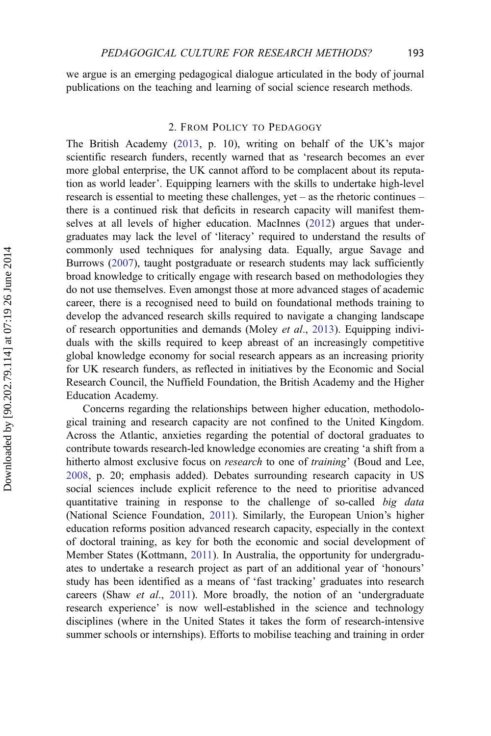we argue is an emerging pedagogical dialogue articulated in the body of journal publications on the teaching and learning of social science research methods.

## 2. From Policy to Pedagogy

The British Academy (2013, p. 10), writing on behalf of the UK's major scientific research funders, recently warned that as 'research becomes an ever more global enterprise, the UK cannot afford to be complacent about its reputation as world leader'. Equipping learners with the skills to undertake high-level research is essential to meeting these challenges, yet – as the rhetoric continues – there is a continued risk that deficits in research capacity will manifest themselves at all levels of higher education. MacInnes (2012) argues that undergraduates may lack the level of 'literacy' required to understand the results of commonly used techniques for analysing data. Equally, argue Savage and Burrows (2007), taught postgraduate or research students may lack sufficiently broad knowledge to critically engage with research based on methodologies they do not use themselves. Even amongst those at more advanced stages of academic career, there is a recognised need to build on foundational methods training to develop the advanced research skills required to navigate a changing landscape of research opportunities and demands (Moley *et al*., 2013). Equipping individuals with the skills required to keep abreast of an increasingly competitive global knowledge economy for social research appears as an increasing priority for UK research funders, as reflected in initiatives by the Economic and Social Research Council, the Nuffield Foundation, the British Academy and the Higher Education Academy.

Concerns regarding the relationships between higher education, methodological training and research capacity are not confined to the United Kingdom. Across the Atlantic, anxieties regarding the potential of doctoral graduates to contribute towards research-led knowledge economies are creating 'a shift from a hitherto almost exclusive focus on *research* to one of *training*' (Boud and Lee, 2008, p. 20; emphasis added). Debates surrounding research capacity in US social sciences include explicit reference to the need to prioritise advanced quantitative training in response to the challenge of so-called *big data* (National Science Foundation, 2011). Similarly, the European Union's higher education reforms position advanced research capacity, especially in the context of doctoral training, as key for both the economic and social development of Member States (Kottmann, 2011). In Australia, the opportunity for undergraduates to undertake a research project as part of an additional year of 'honours' study has been identified as a means of 'fast tracking' graduates into research careers (Shaw *et al*., 2011). More broadly, the notion of an 'undergraduate research experience' is now well-established in the science and technology disciplines (where in the United States it takes the form of research-intensive summer schools or internships). Efforts to mobilise teaching and training in order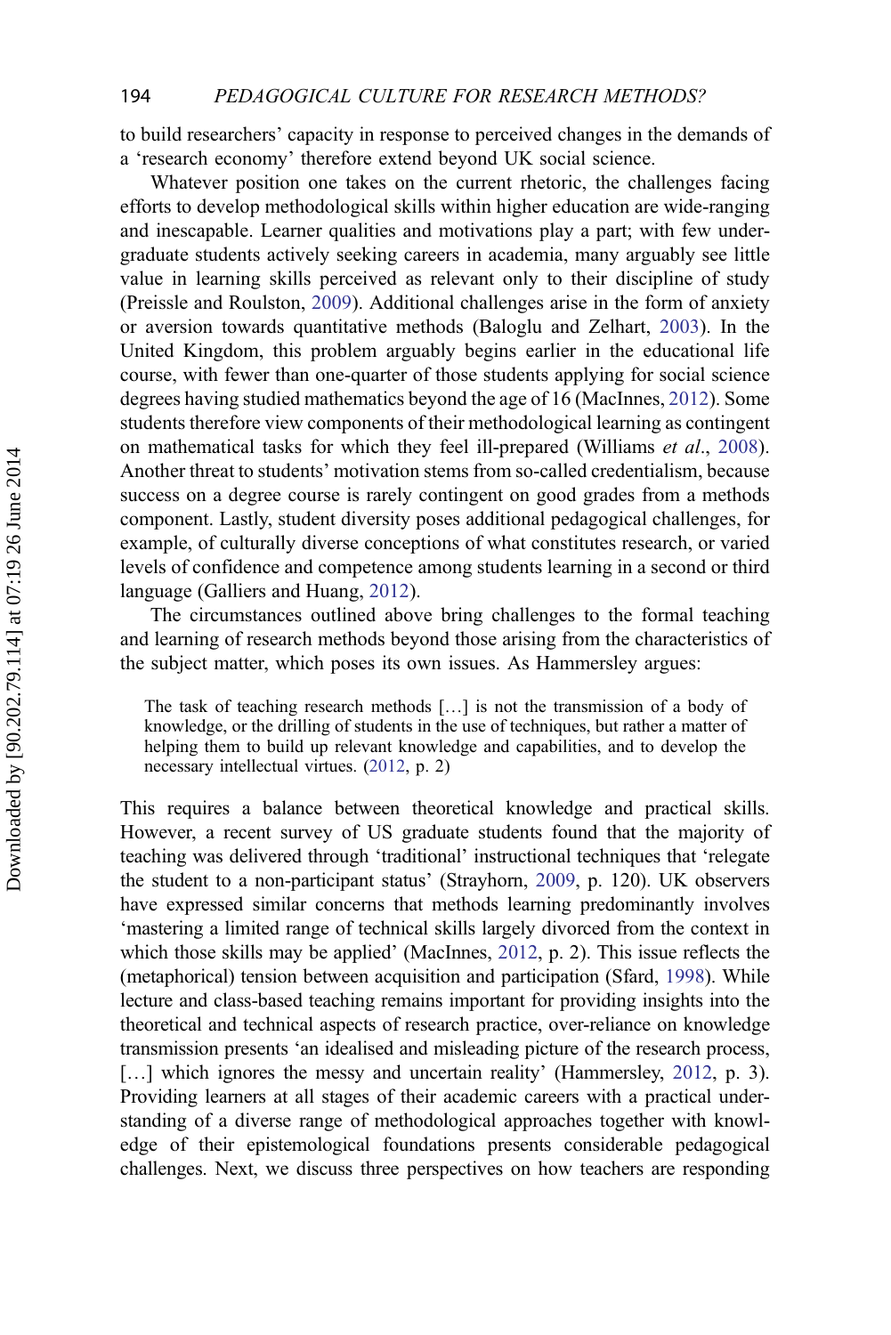to build researchers' capacity in response to perceived changes in the demands of a 'research economy' therefore extend beyond UK social science.

Whatever position one takes on the current rhetoric, the challenges facing efforts to develop methodological skills within higher education are wide-ranging and inescapable. Learner qualities and motivations play a part; with few undergraduate students actively seeking careers in academia, many arguably see little value in learning skills perceived as relevant only to their discipline of study (Preissle and Roulston, 2009). Additional challenges arise in the form of anxiety or aversion towards quantitative methods (Baloglu and Zelhart, 2003). In the United Kingdom, this problem arguably begins earlier in the educational life course, with fewer than one-quarter of those students applying for social science degrees having studied mathematics beyond the age of 16 (MacInnes, 2012). Some students therefore view components of their methodological learning as contingent on mathematical tasks for which they feel ill-prepared (Williams *et al*., 2008). Another threat to students' motivation stems from so-called credentialism, because success on a degree course is rarely contingent on good grades from a methods component. Lastly, student diversity poses additional pedagogical challenges, for example, of culturally diverse conceptions of what constitutes research, or varied levels of confidence and competence among students learning in a second or third language (Galliers and Huang, 2012).

The circumstances outlined above bring challenges to the formal teaching and learning of research methods beyond those arising from the characteristics of the subject matter, which poses its own issues. As Hammersley argues:

> The task of teaching research methods […] is not the transmission of a body of knowledge, or the drilling of students in the use of techniques, but rather a matter of helping them to build up relevant knowledge and capabilities, and to develop the necessary intellectual virtues. (2012, p. 2)

This requires a balance between theoretical knowledge and practical skills. However, a recent survey of US graduate students found that the majority of teaching was delivered through 'traditional' instructional techniques that 'relegate the student to a non-participant status' (Strayhorn, 2009, p. 120). UK observers have expressed similar concerns that methods learning predominantly involves 'mastering a limited range of technical skills largely divorced from the context in which those skills may be applied' (MacInnes, 2012, p. 2). This issue reflects the (metaphorical) tension between acquisition and participation (Sfard, 1998). While lecture and class-based teaching remains important for providing insights into the theoretical and technical aspects of research practice, over-reliance on knowledge transmission presents 'an idealised and misleading picture of the research process, […] which ignores the messy and uncertain reality' (Hammersley, 2012, p. 3). Providing learners at all stages of their academic careers with a practical understanding of a diverse range of methodological approaches together with knowledge of their epistemological foundations presents considerable pedagogical challenges. Next, we discuss three perspectives on how teachers are responding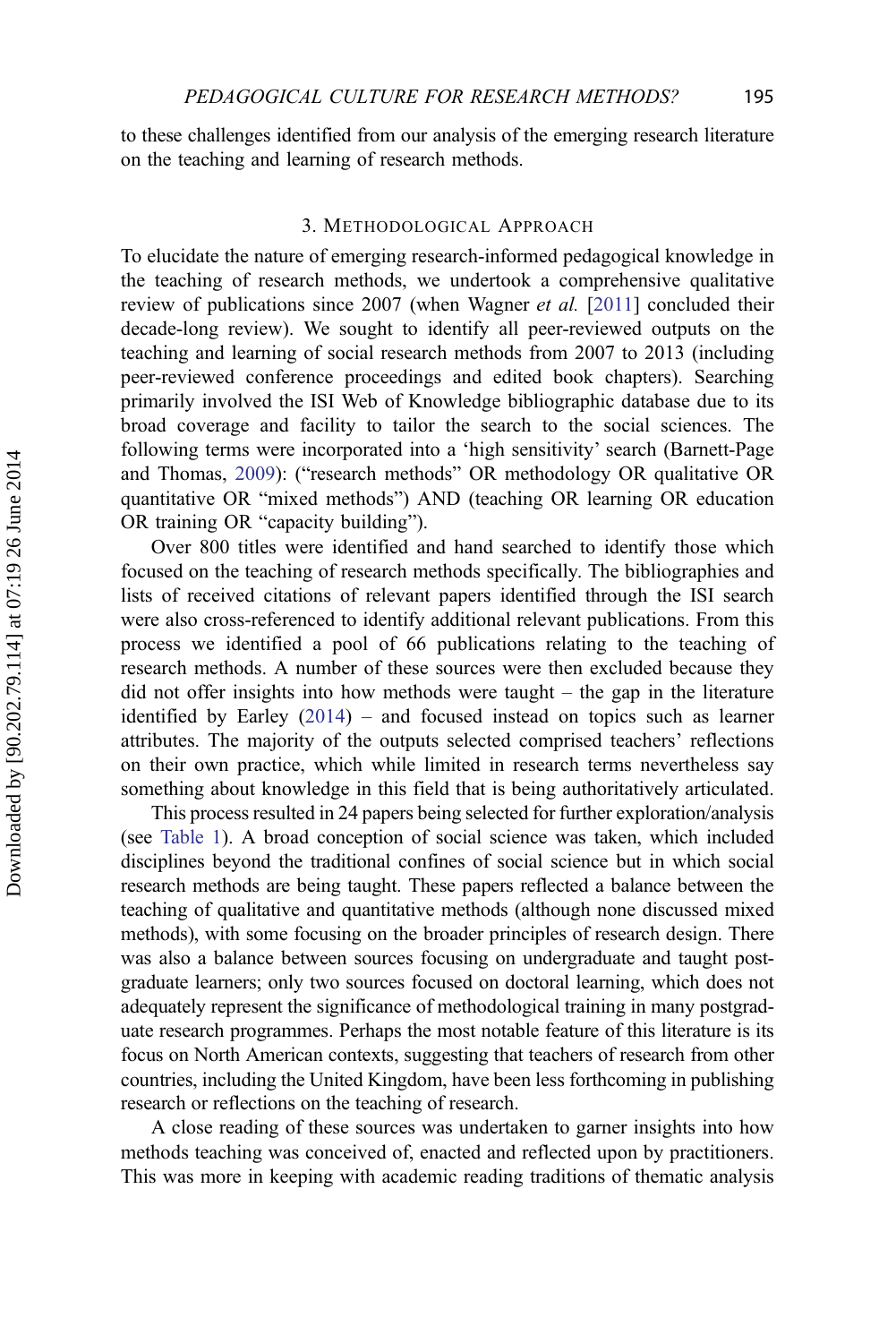to these challenges identified from our analysis of the emerging research literature on the teaching and learning of research methods.

## 3. Methodological Approach

To elucidate the nature of emerging research-informed pedagogical knowledge in the teaching of research methods, we undertook a comprehensive qualitative review of publications since 2007 (when Wagner *et al.* [2011] concluded their decade-long review). We sought to identify all peer-reviewed outputs on the teaching and learning of social research methods from 2007 to 2013 (including peer-reviewed conference proceedings and edited book chapters). Searching primarily involved the ISI Web of Knowledge bibliographic database due to its broad coverage and facility to tailor the search to the social sciences. The following terms were incorporated into a 'high sensitivity' search (Barnett-Page and Thomas, 2009): ("research methods" OR methodology OR qualitative OR quantitative OR "mixed methods") AND (teaching OR learning OR education OR training OR "capacity building").

Over 800 titles were identified and hand searched to identify those which focused on the teaching of research methods specifically. The bibliographies and lists of received citations of relevant papers identified through the ISI search were also cross-referenced to identify additional relevant publications. From this process we identified a pool of 66 publications relating to the teaching of research methods. A number of these sources were then excluded because they did not offer insights into how methods were taught – the gap in the literature identified by Earley (2014) – and focused instead on topics such as learner attributes. The majority of the outputs selected comprised teachers' reflections on their own practice, which while limited in research terms nevertheless say something about knowledge in this field that is being authoritatively articulated.

This process resulted in 24 papers being selected for further exploration/analysis (see Table 1). A broad conception of social science was taken, which included disciplines beyond the traditional confines of social science but in which social research methods are being taught. These papers reflected a balance between the teaching of qualitative and quantitative methods (although none discussed mixed methods), with some focusing on the broader principles of research design. There was also a balance between sources focusing on undergraduate and taught postgraduate learners; only two sources focused on doctoral learning, which does not adequately represent the significance of methodological training in many postgraduate research programmes. Perhaps the most notable feature of this literature is its focus on North American contexts, suggesting that teachers of research from other countries, including the United Kingdom, have been less forthcoming in publishing research or reflections on the teaching of research.

A close reading of these sources was undertaken to garner insights into how methods teaching was conceived of, enacted and reflected upon by practitioners. This was more in keeping with academic reading traditions of thematic analysis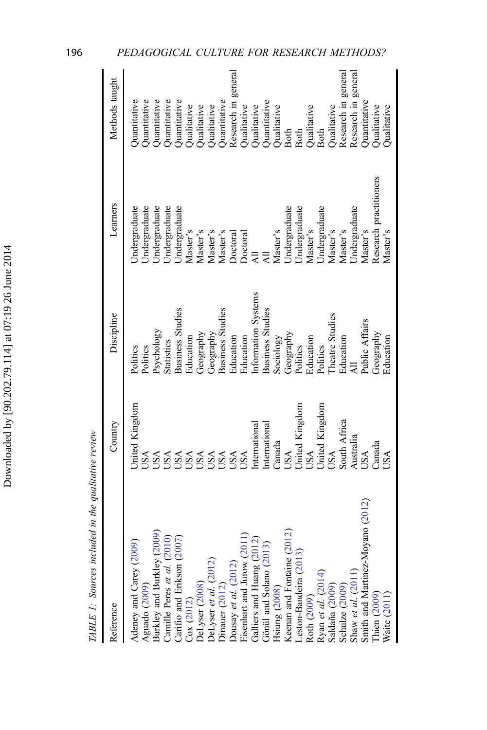TABLE 1: *Sources included in the qualitative review*

| Reference | Country | Discipline | Learners | Methods taught |
|---|---|---|---|---|
| Adeney and Carey (2009) | United Kingdom | Politics | Undergraduate | Quantitative |
| Aguado (2009) | USA | Politics | Undergraduate | Quantitative |
| Burkley and Burkley (2009) | USA | Psychology | Undergraduate | Quantitative |
| Camille Peres *et al.* (2010) | USA | Statistics | Undergraduate | Quantitative |
| Carifio and Erikson (2007) | USA | Business Studies | Undergraduate | Quantitative |
| Cox (2012) | USA | Education | Master's | Qualitative |
| DeLyser (2008) | USA | Geography | Master's | Qualitative |
| DeLyser *et al.* (2012) | USA | Geography | Master's | Qualitative |
| Dinauer (2012) | USA | Business Studies | Master's | Quantitative |
| Dousay *et al.* (2012) | USA | Education | Doctoral | Research in general |
| Eisenhart and Jurow (2011) | USA | Education | Doctoral | Qualitative |
| Galliers and Huang (2012) | International | Information Systems | All | Qualitative |
| Gönül and Solano (2013) | International | Business Studies | All | Quantitative |
| Hsiung (2008) | Canada | Sociology | Master's | Qualitative |
| Keenan and Fontaine (2012) | USA | Geography | Undergraduate | Both |
| Leston-Bandeira (2013) | United Kingdom | Politics | Undergraduate | Both |
| Roth (2009) | USA | Education | Master's | Qualitative |
| Ryan *et al.* (2014) | United Kingdom | Politics | Undergraduate | Both |
| Saldaña (2009) | USA | Theatre Studies | Master's | Qualitative |
| Schulze (2009) | South Africa | Education | Master's | Research in general |
| Shaw *et al.* (2011) | Australia | All | Undergraduate | Research in general |
| Smith and Martinez-Moyano (2012) | USA | Public Affairs | Master's | Quantitative |
| Thien (2009) | Canada | Geography | Research practitioners | Qualitative |
| Waite (2011) | USA | Education | Master's | Qualitative |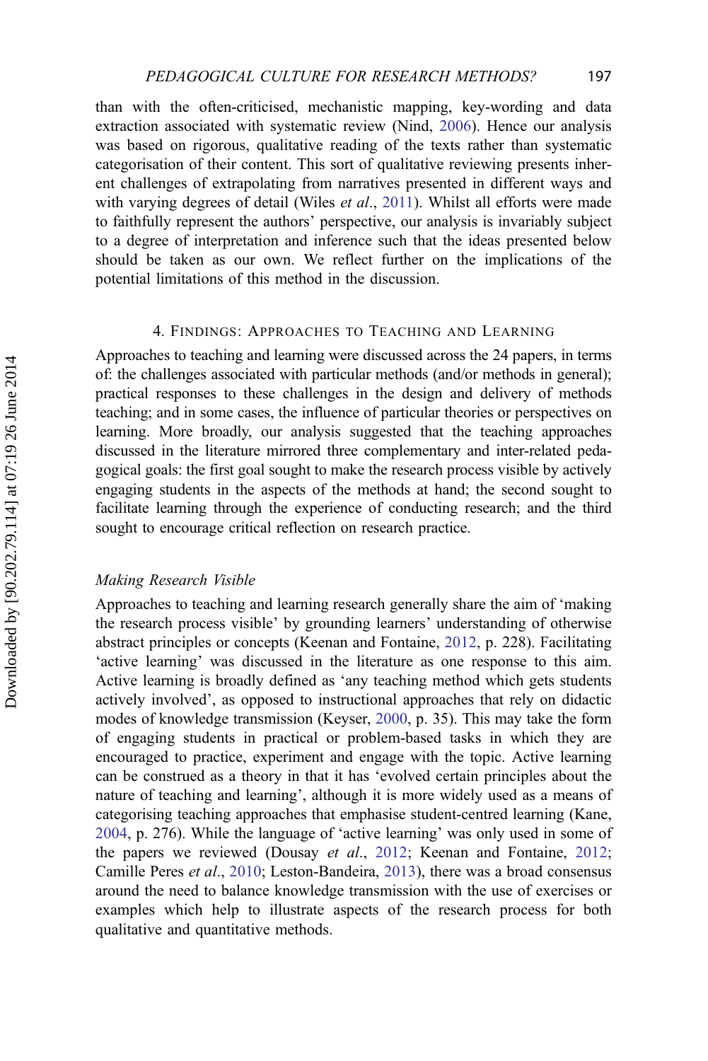than with the often-criticised, mechanistic mapping, key-wording and data extraction associated with systematic review (Nind, 2006). Hence our analysis was based on rigorous, qualitative reading of the texts rather than systematic categorisation of their content. This sort of qualitative reviewing presents inherent challenges of extrapolating from narratives presented in different ways and with varying degrees of detail (Wiles *et al*., 2011). Whilst all efforts were made to faithfully represent the authors' perspective, our analysis is invariably subject to a degree of interpretation and inference such that the ideas presented below should be taken as our own. We reflect further on the implications of the potential limitations of this method in the discussion.

## 4. Findings: Approaches to Teaching and Learning

Approaches to teaching and learning were discussed across the 24 papers, in terms of: the challenges associated with particular methods (and/or methods in general); practical responses to these challenges in the design and delivery of methods teaching; and in some cases, the influence of particular theories or perspectives on learning. More broadly, our analysis suggested that the teaching approaches discussed in the literature mirrored three complementary and inter-related pedagogical goals: the first goal sought to make the research process visible by actively engaging students in the aspects of the methods at hand; the second sought to facilitate learning through the experience of conducting research; and the third sought to encourage critical reflection on research practice.

### *Making Research Visible*

Approaches to teaching and learning research generally share the aim of 'making the research process visible' by grounding learners' understanding of otherwise abstract principles or concepts (Keenan and Fontaine, 2012, p. 228). Facilitating 'active learning' was discussed in the literature as one response to this aim. Active learning is broadly defined as 'any teaching method which gets students actively involved', as opposed to instructional approaches that rely on didactic modes of knowledge transmission (Keyser, 2000, p. 35). This may take the form of engaging students in practical or problem-based tasks in which they are encouraged to practice, experiment and engage with the topic. Active learning can be construed as a theory in that it has 'evolved certain principles about the nature of teaching and learning', although it is more widely used as a means of categorising teaching approaches that emphasise student-centred learning (Kane, 2004, p. 276). While the language of 'active learning' was only used in some of the papers we reviewed (Dousay *et al*., 2012; Keenan and Fontaine, 2012; Camille Peres *et al*., 2010; Leston-Bandeira, 2013), there was a broad consensus around the need to balance knowledge transmission with the use of exercises or examples which help to illustrate aspects of the research process for both qualitative and quantitative methods.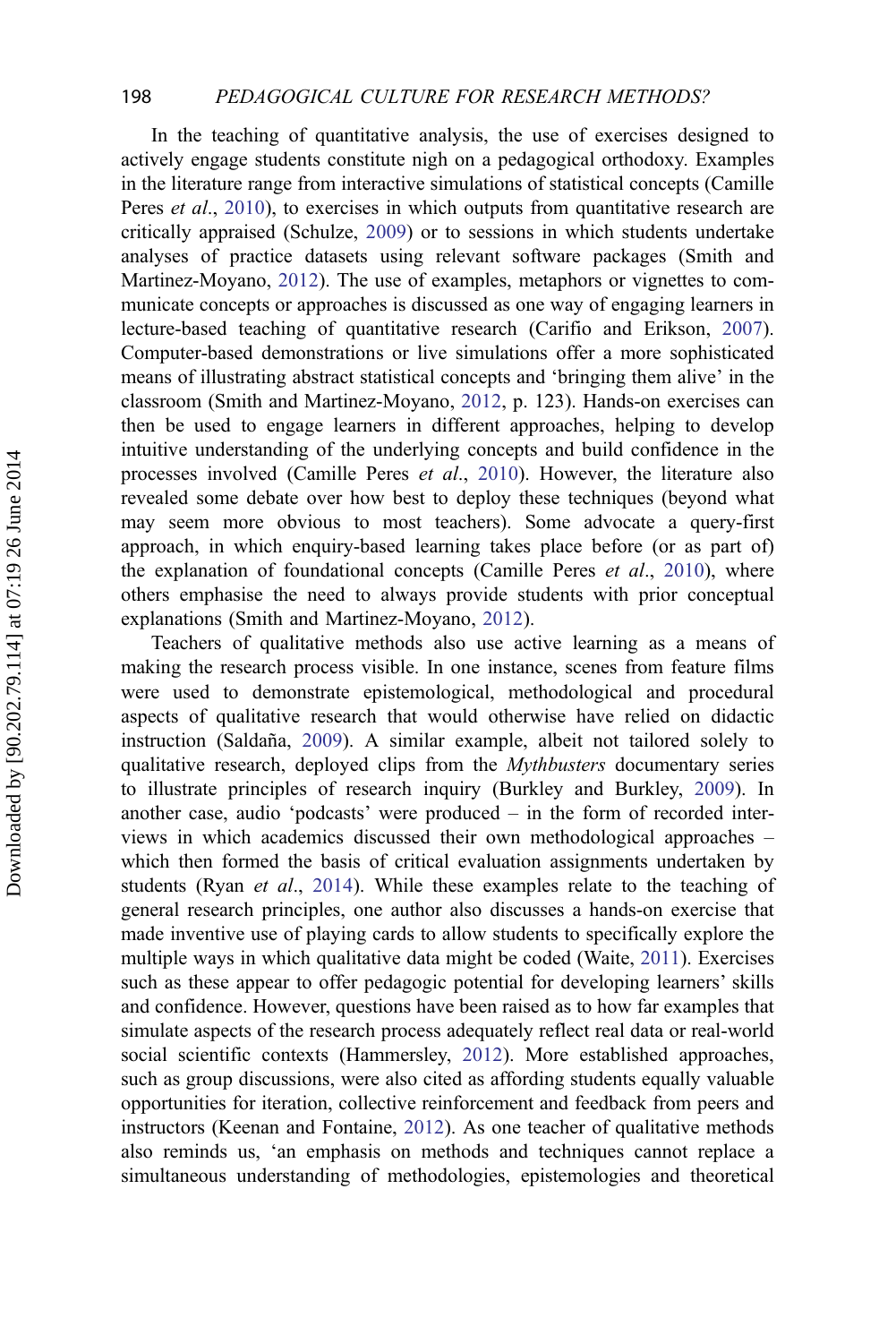In the teaching of quantitative analysis, the use of exercises designed to actively engage students constitute nigh on a pedagogical orthodoxy. Examples in the literature range from interactive simulations of statistical concepts (Camille Peres *et al*., 2010), to exercises in which outputs from quantitative research are critically appraised (Schulze, 2009) or to sessions in which students undertake analyses of practice datasets using relevant software packages (Smith and Martinez-Moyano, 2012). The use of examples, metaphors or vignettes to communicate concepts or approaches is discussed as one way of engaging learners in lecture-based teaching of quantitative research (Carifio and Erikson, 2007). Computer-based demonstrations or live simulations offer a more sophisticated means of illustrating abstract statistical concepts and 'bringing them alive' in the classroom (Smith and Martinez-Moyano, 2012, p. 123). Hands-on exercises can then be used to engage learners in different approaches, helping to develop intuitive understanding of the underlying concepts and build confidence in the processes involved (Camille Peres *et al*., 2010). However, the literature also revealed some debate over how best to deploy these techniques (beyond what may seem more obvious to most teachers). Some advocate a query-first approach, in which enquiry-based learning takes place before (or as part of) the explanation of foundational concepts (Camille Peres *et al*., 2010), where others emphasise the need to always provide students with prior conceptual explanations (Smith and Martinez-Moyano, 2012).

Teachers of qualitative methods also use active learning as a means of making the research process visible. In one instance, scenes from feature films were used to demonstrate epistemological, methodological and procedural aspects of qualitative research that would otherwise have relied on didactic instruction (Saldaña, 2009). A similar example, albeit not tailored solely to qualitative research, deployed clips from the *Mythbusters* documentary series to illustrate principles of research inquiry (Burkley and Burkley, 2009). In another case, audio 'podcasts' were produced – in the form of recorded interviews in which academics discussed their own methodological approaches – which then formed the basis of critical evaluation assignments undertaken by students (Ryan *et al*., 2014). While these examples relate to the teaching of general research principles, one author also discusses a hands-on exercise that made inventive use of playing cards to allow students to specifically explore the multiple ways in which qualitative data might be coded (Waite, 2011). Exercises such as these appear to offer pedagogic potential for developing learners' skills and confidence. However, questions have been raised as to how far examples that simulate aspects of the research process adequately reflect real data or real-world social scientific contexts (Hammersley, 2012). More established approaches, such as group discussions, were also cited as affording students equally valuable opportunities for iteration, collective reinforcement and feedback from peers and instructors (Keenan and Fontaine, 2012). As one teacher of qualitative methods also reminds us, 'an emphasis on methods and techniques cannot replace a simultaneous understanding of methodologies, epistemologies and theoretical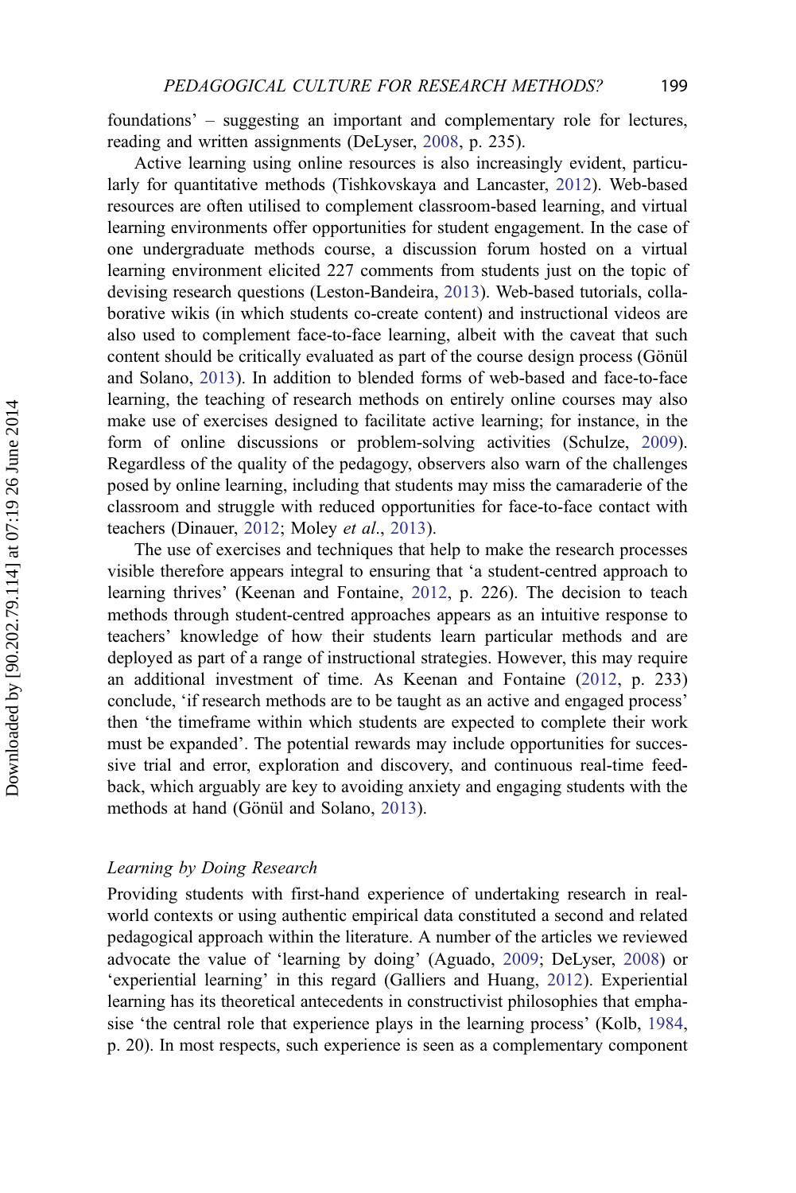foundations' – suggesting an important and complementary role for lectures, reading and written assignments (DeLyser, 2008, p. 235).

Active learning using online resources is also increasingly evident, particularly for quantitative methods (Tishkovskaya and Lancaster, 2012). Web-based resources are often utilised to complement classroom-based learning, and virtual learning environments offer opportunities for student engagement. In the case of one undergraduate methods course, a discussion forum hosted on a virtual learning environment elicited 227 comments from students just on the topic of devising research questions (Leston-Bandeira, 2013). Web-based tutorials, collaborative wikis (in which students co-create content) and instructional videos are also used to complement face-to-face learning, albeit with the caveat that such content should be critically evaluated as part of the course design process (Gönül and Solano, 2013). In addition to blended forms of web-based and face-to-face learning, the teaching of research methods on entirely online courses may also make use of exercises designed to facilitate active learning; for instance, in the form of online discussions or problem-solving activities (Schulze, 2009). Regardless of the quality of the pedagogy, observers also warn of the challenges posed by online learning, including that students may miss the camaraderie of the classroom and struggle with reduced opportunities for face-to-face contact with teachers (Dinauer, 2012; Moley *et al*., 2013).

The use of exercises and techniques that help to make the research processes visible therefore appears integral to ensuring that 'a student-centred approach to learning thrives' (Keenan and Fontaine, 2012, p. 226). The decision to teach methods through student-centred approaches appears as an intuitive response to teachers' knowledge of how their students learn particular methods and are deployed as part of a range of instructional strategies. However, this may require an additional investment of time. As Keenan and Fontaine (2012, p. 233) conclude, 'if research methods are to be taught as an active and engaged process' then 'the timeframe within which students are expected to complete their work must be expanded'. The potential rewards may include opportunities for successive trial and error, exploration and discovery, and continuous real-time feedback, which arguably are key to avoiding anxiety and engaging students with the methods at hand (Gönül and Solano, 2013).

### *Learning by Doing Research*

Providing students with first-hand experience of undertaking research in real-world contexts or using authentic empirical data constituted a second and related pedagogical approach within the literature. A number of the articles we reviewed advocate the value of 'learning by doing' (Aguado, 2009; DeLyser, 2008) or 'experiential learning' in this regard (Galliers and Huang, 2012). Experiential learning has its theoretical antecedents in constructivist philosophies that emphasise 'the central role that experience plays in the learning process' (Kolb, 1984, p. 20). In most respects, such experience is seen as a complementary component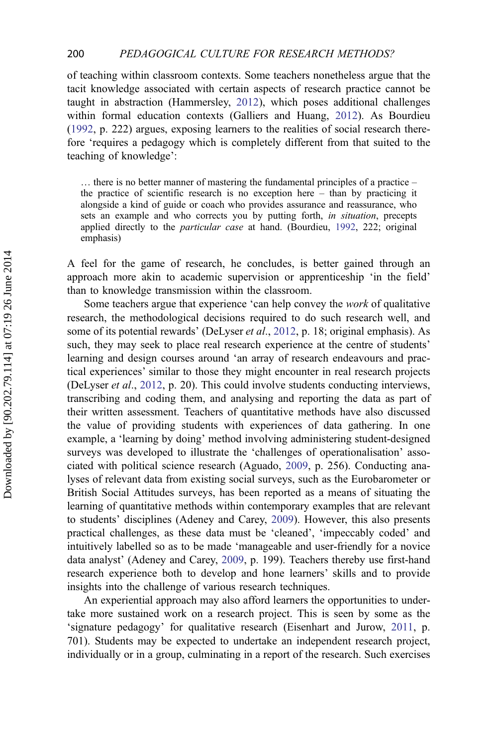of teaching within classroom contexts. Some teachers nonetheless argue that the tacit knowledge associated with certain aspects of research practice cannot be taught in abstraction (Hammersley, 2012), which poses additional challenges within formal education contexts (Galliers and Huang, 2012). As Bourdieu (1992, p. 222) argues, exposing learners to the realities of social research therefore 'requires a pedagogy which is completely different from that suited to the teaching of knowledge':

> … there is no better manner of mastering the fundamental principles of a practice – the practice of scientific research is no exception here – than by practicing it alongside a kind of guide or coach who provides assurance and reassurance, who sets an example and who corrects you by putting forth, *in situation*, precepts applied directly to the *particular case* at hand. (Bourdieu, 1992, 222; original emphasis)

A feel for the game of research, he concludes, is better gained through an approach more akin to academic supervision or apprenticeship 'in the field' than to knowledge transmission within the classroom.

Some teachers argue that experience 'can help convey the *work* of qualitative research, the methodological decisions required to do such research well, and some of its potential rewards' (DeLyser *et al*., 2012, p. 18; original emphasis). As such, they may seek to place real research experience at the centre of students' learning and design courses around 'an array of research endeavours and practical experiences' similar to those they might encounter in real research projects (DeLyser *et al*., 2012, p. 20). This could involve students conducting interviews, transcribing and coding them, and analysing and reporting the data as part of their written assessment. Teachers of quantitative methods have also discussed the value of providing students with experiences of data gathering. In one example, a 'learning by doing' method involving administering student-designed surveys was developed to illustrate the 'challenges of operationalisation' associated with political science research (Aguado, 2009, p. 256). Conducting analyses of relevant data from existing social surveys, such as the Eurobarometer or British Social Attitudes surveys, has been reported as a means of situating the learning of quantitative methods within contemporary examples that are relevant to students' disciplines (Adeney and Carey, 2009). However, this also presents practical challenges, as these data must be 'cleaned', 'impeccably coded' and intuitively labelled so as to be made 'manageable and user-friendly for a novice data analyst' (Adeney and Carey, 2009, p. 199). Teachers thereby use first-hand research experience both to develop and hone learners' skills and to provide insights into the challenge of various research techniques.

An experiential approach may also afford learners the opportunities to undertake more sustained work on a research project. This is seen by some as the 'signature pedagogy' for qualitative research (Eisenhart and Jurow, 2011, p. 701). Students may be expected to undertake an independent research project, individually or in a group, culminating in a report of the research. Such exercises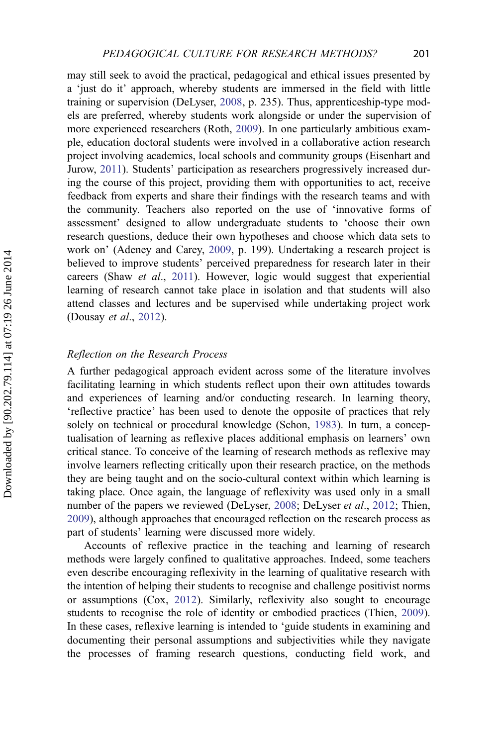may still seek to avoid the practical, pedagogical and ethical issues presented by a 'just do it' approach, whereby students are immersed in the field with little training or supervision (DeLyser, 2008, p. 235). Thus, apprenticeship-type models are preferred, whereby students work alongside or under the supervision of more experienced researchers (Roth, 2009). In one particularly ambitious example, education doctoral students were involved in a collaborative action research project involving academics, local schools and community groups (Eisenhart and Jurow, 2011). Students' participation as researchers progressively increased during the course of this project, providing them with opportunities to act, receive feedback from experts and share their findings with the research teams and with the community. Teachers also reported on the use of 'innovative forms of assessment' designed to allow undergraduate students to 'choose their own research questions, deduce their own hypotheses and choose which data sets to work on' (Adeney and Carey, 2009, p. 199). Undertaking a research project is believed to improve students' perceived preparedness for research later in their careers (Shaw *et al*., 2011). However, logic would suggest that experiential learning of research cannot take place in isolation and that students will also attend classes and lectures and be supervised while undertaking project work (Dousay *et al*., 2012).

### *Reflection on the Research Process*

A further pedagogical approach evident across some of the literature involves facilitating learning in which students reflect upon their own attitudes towards and experiences of learning and/or conducting research. In learning theory, 'reflective practice' has been used to denote the opposite of practices that rely solely on technical or procedural knowledge (Schon, 1983). In turn, a conceptualisation of learning as reflexive places additional emphasis on learners' own critical stance. To conceive of the learning of research methods as reflexive may involve learners reflecting critically upon their research practice, on the methods they are being taught and on the socio-cultural context within which learning is taking place. Once again, the language of reflexivity was used only in a small number of the papers we reviewed (DeLyser, 2008; DeLyser *et al*., 2012; Thien, 2009), although approaches that encouraged reflection on the research process as part of students' learning were discussed more widely.

Accounts of reflexive practice in the teaching and learning of research methods were largely confined to qualitative approaches. Indeed, some teachers even describe encouraging reflexivity in the learning of qualitative research with the intention of helping their students to recognise and challenge positivist norms or assumptions (Cox, 2012). Similarly, reflexivity also sought to encourage students to recognise the role of identity or embodied practices (Thien, 2009). In these cases, reflexive learning is intended to 'guide students in examining and documenting their personal assumptions and subjectivities while they navigate the processes of framing research questions, conducting field work, and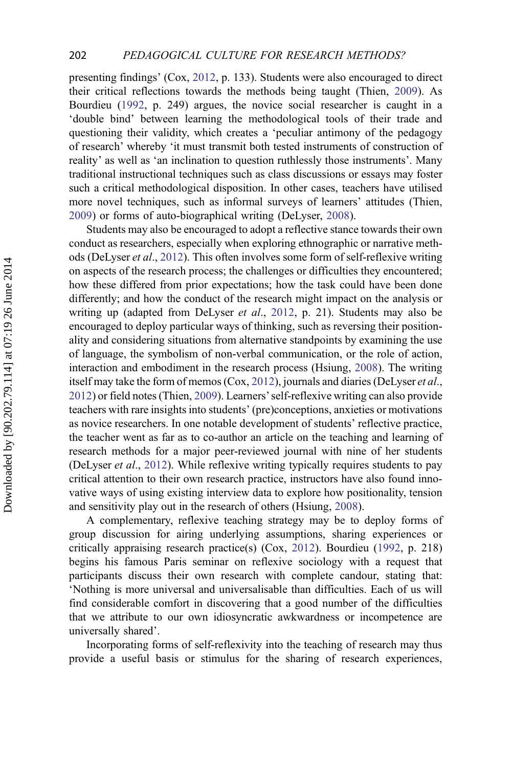presenting findings' (Cox, 2012, p. 133). Students were also encouraged to direct their critical reflections towards the methods being taught (Thien, 2009). As Bourdieu (1992, p. 249) argues, the novice social researcher is caught in a 'double bind' between learning the methodological tools of their trade and questioning their validity, which creates a 'peculiar antimony of the pedagogy of research' whereby 'it must transmit both tested instruments of construction of reality' as well as 'an inclination to question ruthlessly those instruments'. Many traditional instructional techniques such as class discussions or essays may foster such a critical methodological disposition. In other cases, teachers have utilised more novel techniques, such as informal surveys of learners' attitudes (Thien, 2009) or forms of auto-biographical writing (DeLyser, 2008).

Students may also be encouraged to adopt a reflective stance towards their own conduct as researchers, especially when exploring ethnographic or narrative methods (DeLyser *et al*., 2012). This often involves some form of self-reflexive writing on aspects of the research process; the challenges or difficulties they encountered; how these differed from prior expectations; how the task could have been done differently; and how the conduct of the research might impact on the analysis or writing up (adapted from DeLyser *et al*., 2012, p. 21). Students may also be encouraged to deploy particular ways of thinking, such as reversing their positionality and considering situations from alternative standpoints by examining the use of language, the symbolism of non-verbal communication, or the role of action, interaction and embodiment in the research process (Hsiung, 2008). The writing itself may take the form of memos (Cox, 2012), journals and diaries (DeLyser *et al*., 2012) or field notes (Thien, 2009). Learners' self-reflexive writing can also provide teachers with rare insights into students' (pre)conceptions, anxieties or motivations as novice researchers. In one notable development of students' reflective practice, the teacher went as far as to co-author an article on the teaching and learning of research methods for a major peer-reviewed journal with nine of her students (DeLyser *et al*., 2012). While reflexive writing typically requires students to pay critical attention to their own research practice, instructors have also found innovative ways of using existing interview data to explore how positionality, tension and sensitivity play out in the research of others (Hsiung, 2008).

A complementary, reflexive teaching strategy may be to deploy forms of group discussion for airing underlying assumptions, sharing experiences or critically appraising research practice(s) (Cox, 2012). Bourdieu (1992, p. 218) begins his famous Paris seminar on reflexive sociology with a request that participants discuss their own research with complete candour, stating that: 'Nothing is more universal and universalisable than difficulties. Each of us will find considerable comfort in discovering that a good number of the difficulties that we attribute to our own idiosyncratic awkwardness or incompetence are universally shared'.

Incorporating forms of self-reflexivity into the teaching of research may thus provide a useful basis or stimulus for the sharing of research experiences,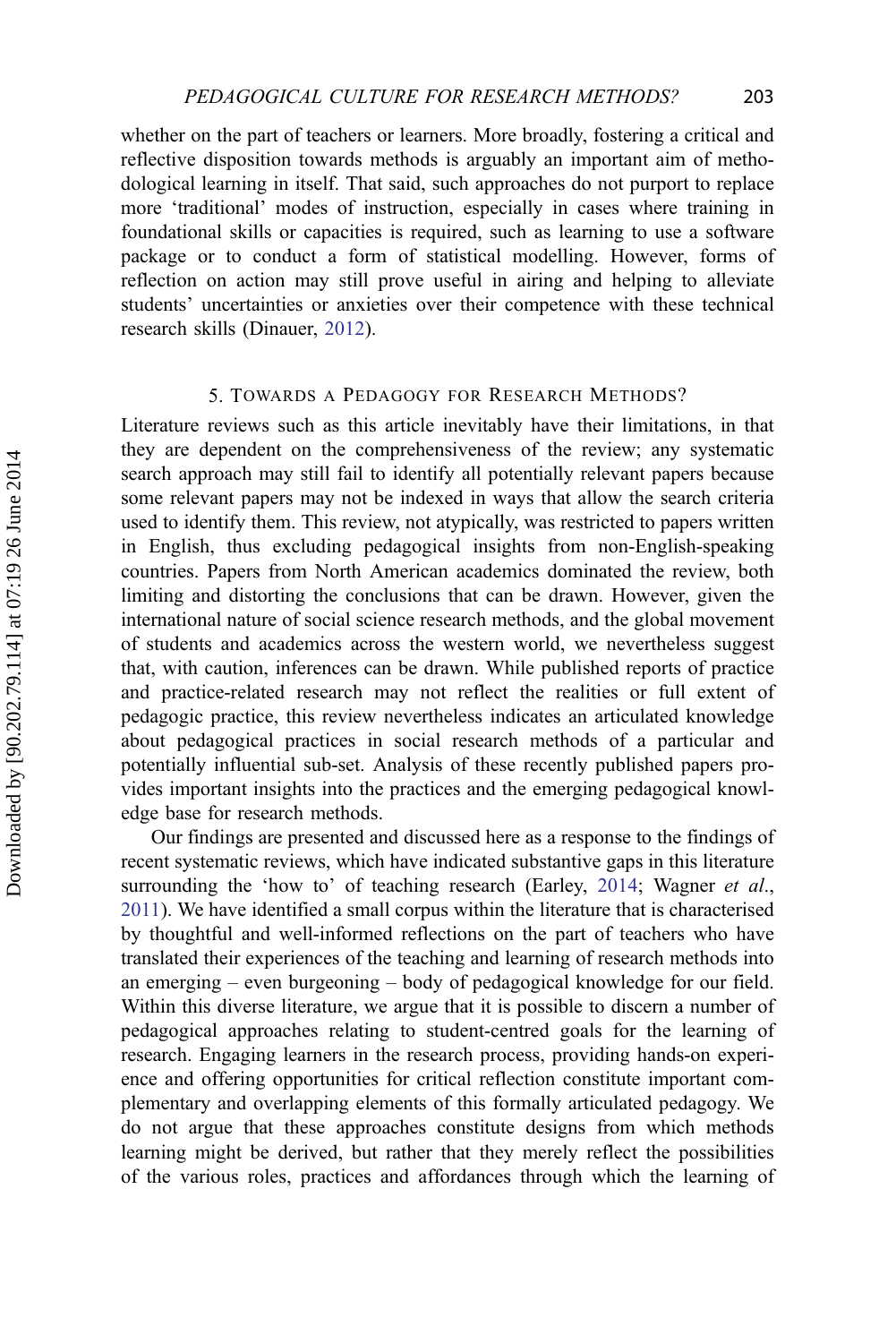whether on the part of teachers or learners. More broadly, fostering a critical and reflective disposition towards methods is arguably an important aim of methodological learning in itself. That said, such approaches do not purport to replace more 'traditional' modes of instruction, especially in cases where training in foundational skills or capacities is required, such as learning to use a software package or to conduct a form of statistical modelling. However, forms of reflection on action may still prove useful in airing and helping to alleviate students' uncertainties or anxieties over their competence with these technical research skills (Dinauer, 2012).

## 5. Towards a Pedagogy for Research Methods?

Literature reviews such as this article inevitably have their limitations, in that they are dependent on the comprehensiveness of the review; any systematic search approach may still fail to identify all potentially relevant papers because some relevant papers may not be indexed in ways that allow the search criteria used to identify them. This review, not atypically, was restricted to papers written in English, thus excluding pedagogical insights from non-English-speaking countries. Papers from North American academics dominated the review, both limiting and distorting the conclusions that can be drawn. However, given the international nature of social science research methods, and the global movement of students and academics across the western world, we nevertheless suggest that, with caution, inferences can be drawn. While published reports of practice and practice-related research may not reflect the realities or full extent of pedagogic practice, this review nevertheless indicates an articulated knowledge about pedagogical practices in social research methods of a particular and potentially influential sub-set. Analysis of these recently published papers provides important insights into the practices and the emerging pedagogical knowledge base for research methods.

Our findings are presented and discussed here as a response to the findings of recent systematic reviews, which have indicated substantive gaps in this literature surrounding the 'how to' of teaching research (Earley, 2014; Wagner *et al.*, 2011). We have identified a small corpus within the literature that is characterised by thoughtful and well-informed reflections on the part of teachers who have translated their experiences of the teaching and learning of research methods into an emerging – even burgeoning – body of pedagogical knowledge for our field. Within this diverse literature, we argue that it is possible to discern a number of pedagogical approaches relating to student-centred goals for the learning of research. Engaging learners in the research process, providing hands-on experience and offering opportunities for critical reflection constitute important complementary and overlapping elements of this formally articulated pedagogy. We do not argue that these approaches constitute designs from which methods learning might be derived, but rather that they merely reflect the possibilities of the various roles, practices and affordances through which the learning of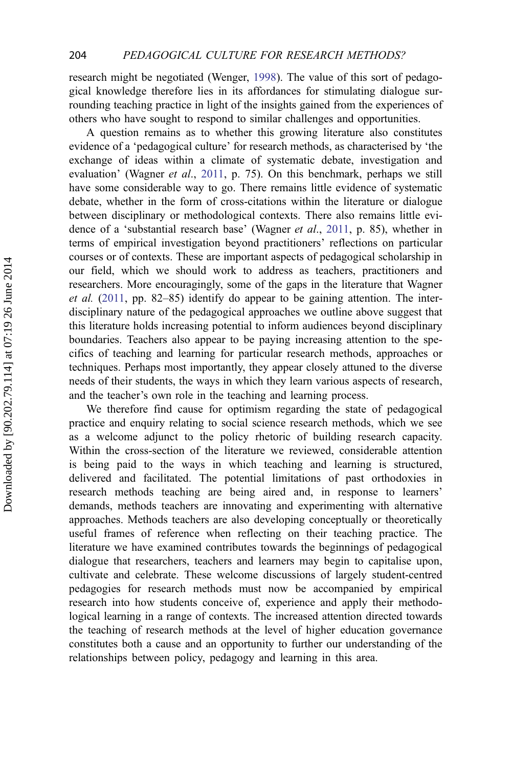research might be negotiated (Wenger, 1998). The value of this sort of pedagogical knowledge therefore lies in its affordances for stimulating dialogue surrounding teaching practice in light of the insights gained from the experiences of others who have sought to respond to similar challenges and opportunities.

A question remains as to whether this growing literature also constitutes evidence of a 'pedagogical culture' for research methods, as characterised by 'the exchange of ideas within a climate of systematic debate, investigation and evaluation' (Wagner *et al*., 2011, p. 75). On this benchmark, perhaps we still have some considerable way to go. There remains little evidence of systematic debate, whether in the form of cross-citations within the literature or dialogue between disciplinary or methodological contexts. There also remains little evidence of a 'substantial research base' (Wagner *et al*., 2011, p. 85), whether in terms of empirical investigation beyond practitioners' reflections on particular courses or of contexts. These are important aspects of pedagogical scholarship in our field, which we should work to address as teachers, practitioners and researchers. More encouragingly, some of the gaps in the literature that Wagner *et al.* (2011, pp. 82–85) identify do appear to be gaining attention. The interdisciplinary nature of the pedagogical approaches we outline above suggest that this literature holds increasing potential to inform audiences beyond disciplinary boundaries. Teachers also appear to be paying increasing attention to the specifics of teaching and learning for particular research methods, approaches or techniques. Perhaps most importantly, they appear closely attuned to the diverse needs of their students, the ways in which they learn various aspects of research, and the teacher's own role in the teaching and learning process.

We therefore find cause for optimism regarding the state of pedagogical practice and enquiry relating to social science research methods, which we see as a welcome adjunct to the policy rhetoric of building research capacity. Within the cross-section of the literature we reviewed, considerable attention is being paid to the ways in which teaching and learning is structured, delivered and facilitated. The potential limitations of past orthodoxies in research methods teaching are being aired and, in response to learners' demands, methods teachers are innovating and experimenting with alternative approaches. Methods teachers are also developing conceptually or theoretically useful frames of reference when reflecting on their teaching practice. The literature we have examined contributes towards the beginnings of pedagogical dialogue that researchers, teachers and learners may begin to capitalise upon, cultivate and celebrate. These welcome discussions of largely student-centred pedagogies for research methods must now be accompanied by empirical research into how students conceive of, experience and apply their methodological learning in a range of contexts. The increased attention directed towards the teaching of research methods at the level of higher education governance constitutes both a cause and an opportunity to further our understanding of the relationships between policy, pedagogy and learning in this area.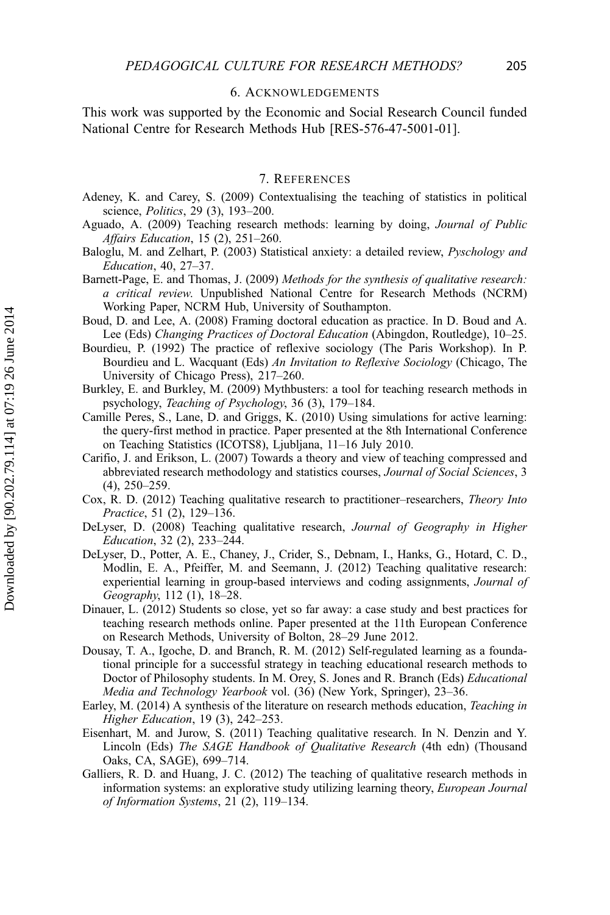## 6. Acknowledgements

This work was supported by the Economic and Social Research Council funded National Centre for Research Methods Hub [RES-576-47-5001-01].

## 7. References

Adeney, K. and Carey, S. (2009) Contextualising the teaching of statistics in political science, *Politics*, 29 (3), 193–200.

Aguado, A. (2009) Teaching research methods: learning by doing, *Journal of Public Affairs Education*, 15 (2), 251–260.

Baloglu, M. and Zelhart, P. (2003) Statistical anxiety: a detailed review, *Pyschology and Education*, 40, 27–37.

Barnett-Page, E. and Thomas, J. (2009) *Methods for the synthesis of qualitative research: a critical review*. Unpublished National Centre for Research Methods (NCRM) Working Paper, NCRM Hub, University of Southampton.

Boud, D. and Lee, A. (2008) Framing doctoral education as practice. In D. Boud and A. Lee (Eds) *Changing Practices of Doctoral Education* (Abingdon, Routledge), 10–25.

Bourdieu, P. (1992) The practice of reflexive sociology (The Paris Workshop). In P. Bourdieu and L. Wacquant (Eds) *An Invitation to Reflexive Sociology* (Chicago, The University of Chicago Press), 217–260.

Burkley, E. and Burkley, M. (2009) Mythbusters: a tool for teaching research methods in psychology, *Teaching of Psychology*, 36 (3), 179–184.

Camille Peres, S., Lane, D. and Griggs, K. (2010) Using simulations for active learning: the query-first method in practice. Paper presented at the 8th International Conference on Teaching Statistics (ICOTS8), Ljubljana, 11–16 July 2010.

Carifio, J. and Erikson, L. (2007) Towards a theory and view of teaching compressed and abbreviated research methodology and statistics courses, *Journal of Social Sciences*, 3 (4), 250–259.

Cox, R. D. (2012) Teaching qualitative research to practitioner–researchers, *Theory Into Practice*, 51 (2), 129–136.

DeLyser, D. (2008) Teaching qualitative research, *Journal of Geography in Higher Education*, 32 (2), 233–244.

DeLyser, D., Potter, A. E., Chaney, J., Crider, S., Debnam, I., Hanks, G., Hotard, C. D., Modlin, E. A., Pfeiffer, M. and Seemann, J. (2012) Teaching qualitative research: experiential learning in group-based interviews and coding assignments, *Journal of Geography*, 112 (1), 18–28.

Dinauer, L. (2012) Students so close, yet so far away: a case study and best practices for teaching research methods online. Paper presented at the 11th European Conference on Research Methods, University of Bolton, 28–29 June 2012.

Dousay, T. A., Igoche, D. and Branch, R. M. (2012) Self-regulated learning as a foundational principle for a successful strategy in teaching educational research methods to Doctor of Philosophy students. In M. Orey, S. Jones and R. Branch (Eds) *Educational Media and Technology Yearbook* vol. (36) (New York, Springer), 23–36.

Earley, M. (2014) A synthesis of the literature on research methods education, *Teaching in Higher Education*, 19 (3), 242–253.

Eisenhart, M. and Jurow, S. (2011) Teaching qualitative research. In N. Denzin and Y. Lincoln (Eds) *The SAGE Handbook of Qualitative Research* (4th edn) (Thousand Oaks, CA, SAGE), 699–714.

Galliers, R. D. and Huang, J. C. (2012) The teaching of qualitative research methods in information systems: an explorative study utilizing learning theory, *European Journal of Information Systems*, 21 (2), 119–134.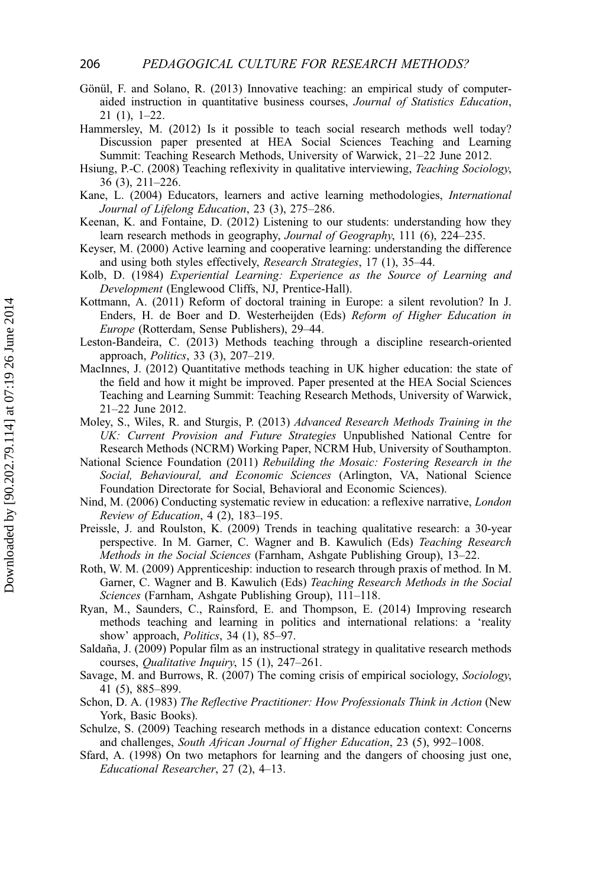Gönül, F. and Solano, R. (2013) Innovative teaching: an empirical study of computer-aided instruction in quantitative business courses, *Journal of Statistics Education*, 21 (1), 1–22.

Hammersley, M. (2012) Is it possible to teach social research methods well today? Discussion paper presented at HEA Social Sciences Teaching and Learning Summit: Teaching Research Methods, University of Warwick, 21–22 June 2012.

Hsiung, P.-C. (2008) Teaching reflexivity in qualitative interviewing, *Teaching Sociology*, 36 (3), 211–226.

Kane, L. (2004) Educators, learners and active learning methodologies, *International Journal of Lifelong Education*, 23 (3), 275–286.

Keenan, K. and Fontaine, D. (2012) Listening to our students: understanding how they learn research methods in geography, *Journal of Geography*, 111 (6), 224–235.

Keyser, M. (2000) Active learning and cooperative learning: understanding the difference and using both styles effectively, *Research Strategies*, 17 (1), 35–44.

Kolb, D. (1984) *Experiential Learning: Experience as the Source of Learning and Development* (Englewood Cliffs, NJ, Prentice-Hall).

Kottmann, A. (2011) Reform of doctoral training in Europe: a silent revolution? In J. Enders, H. de Boer and D. Westerheijden (Eds) *Reform of Higher Education in Europe* (Rotterdam, Sense Publishers), 29–44.

Leston-Bandeira, C. (2013) Methods teaching through a discipline research-oriented approach, *Politics*, 33 (3), 207–219.

MacInnes, J. (2012) Quantitative methods teaching in UK higher education: the state of the field and how it might be improved. Paper presented at the HEA Social Sciences Teaching and Learning Summit: Teaching Research Methods, University of Warwick, 21–22 June 2012.

Moley, S., Wiles, R. and Sturgis, P. (2013) *Advanced Research Methods Training in the UK: Current Provision and Future Strategies* Unpublished National Centre for Research Methods (NCRM) Working Paper, NCRM Hub, University of Southampton.

National Science Foundation (2011) *Rebuilding the Mosaic: Fostering Research in the Social, Behavioural, and Economic Sciences* (Arlington, VA, National Science Foundation Directorate for Social, Behavioral and Economic Sciences).

Nind, M. (2006) Conducting systematic review in education: a reflexive narrative, *London Review of Education*, 4 (2), 183–195.

Preissle, J. and Roulston, K. (2009) Trends in teaching qualitative research: a 30-year perspective. In M. Garner, C. Wagner and B. Kawulich (Eds) *Teaching Research Methods in the Social Sciences* (Farnham, Ashgate Publishing Group), 13–22.

Roth, W. M. (2009) Apprenticeship: induction to research through praxis of method. In M. Garner, C. Wagner and B. Kawulich (Eds) *Teaching Research Methods in the Social Sciences* (Farnham, Ashgate Publishing Group), 111–118.

Ryan, M., Saunders, C., Rainsford, E. and Thompson, E. (2014) Improving research methods teaching and learning in politics and international relations: a 'reality show' approach, *Politics*, 34 (1), 85–97.

Saldaña, J. (2009) Popular film as an instructional strategy in qualitative research methods courses, *Qualitative Inquiry*, 15 (1), 247–261.

Savage, M. and Burrows, R. (2007) The coming crisis of empirical sociology, *Sociology*, 41 (5), 885–899.

Schon, D. A. (1983) *The Reflective Practitioner: How Professionals Think in Action* (New York, Basic Books).

Schulze, S. (2009) Teaching research methods in a distance education context: Concerns and challenges, *South African Journal of Higher Education*, 23 (5), 992–1008.

Sfard, A. (1998) On two metaphors for learning and the dangers of choosing just one, *Educational Researcher*, 27 (2), 4–13.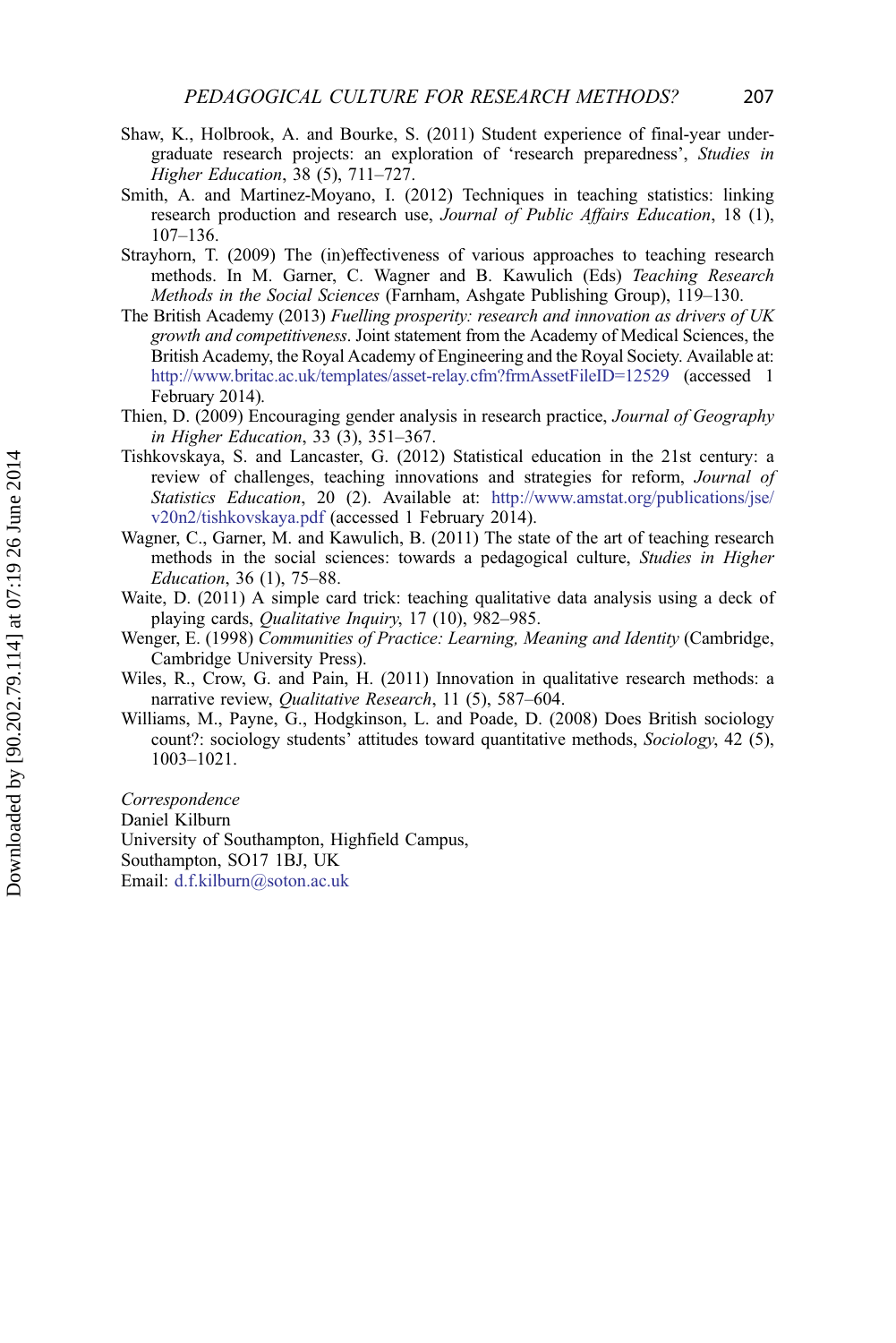Shaw, K., Holbrook, A. and Bourke, S. (2011) Student experience of final-year undergraduate research projects: an exploration of 'research preparedness', *Studies in Higher Education*, 38 (5), 711–727.

Smith, A. and Martinez-Moyano, I. (2012) Techniques in teaching statistics: linking research production and research use, *Journal of Public Affairs Education*, 18 (1), 107–136.

Strayhorn, T. (2009) The (in)effectiveness of various approaches to teaching research methods. In M. Garner, C. Wagner and B. Kawulich (Eds) *Teaching Research Methods in the Social Sciences* (Farnham, Ashgate Publishing Group), 119–130.

The British Academy (2013) *Fuelling prosperity: research and innovation as drivers of UK growth and competitiveness*. Joint statement from the Academy of Medical Sciences, the British Academy, the Royal Academy of Engineering and the Royal Society. Available at: http://www.britac.ac.uk/templates/asset-relay.cfm?frmAssetFileID=12529 (accessed 1 February 2014).

Thien, D. (2009) Encouraging gender analysis in research practice, *Journal of Geography in Higher Education*, 33 (3), 351–367.

Tishkovskaya, S. and Lancaster, G. (2012) Statistical education in the 21st century: a review of challenges, teaching innovations and strategies for reform, *Journal of Statistics Education*, 20 (2). Available at: http://www.amstat.org/publications/jse/v20n2/tishkovskaya.pdf (accessed 1 February 2014).

Wagner, C., Garner, M. and Kawulich, B. (2011) The state of the art of teaching research methods in the social sciences: towards a pedagogical culture, *Studies in Higher Education*, 36 (1), 75–88.

Waite, D. (2011) A simple card trick: teaching qualitative data analysis using a deck of playing cards, *Qualitative Inquiry*, 17 (10), 982–985.

Wenger, E. (1998) *Communities of Practice: Learning, Meaning and Identity* (Cambridge, Cambridge University Press).

Wiles, R., Crow, G. and Pain, H. (2011) Innovation in qualitative research methods: a narrative review, *Qualitative Research*, 11 (5), 587–604.

Williams, M., Payne, G., Hodgkinson, L. and Poade, D. (2008) Does British sociology count?: sociology students' attitudes toward quantitative methods, *Sociology*, 42 (5), 1003–1021.

*Correspondence*
Daniel Kilburn
University of Southampton, Highfield Campus,
Southampton, SO17 1BJ, UK
Email: d.f.kilburn@soton.ac.uk